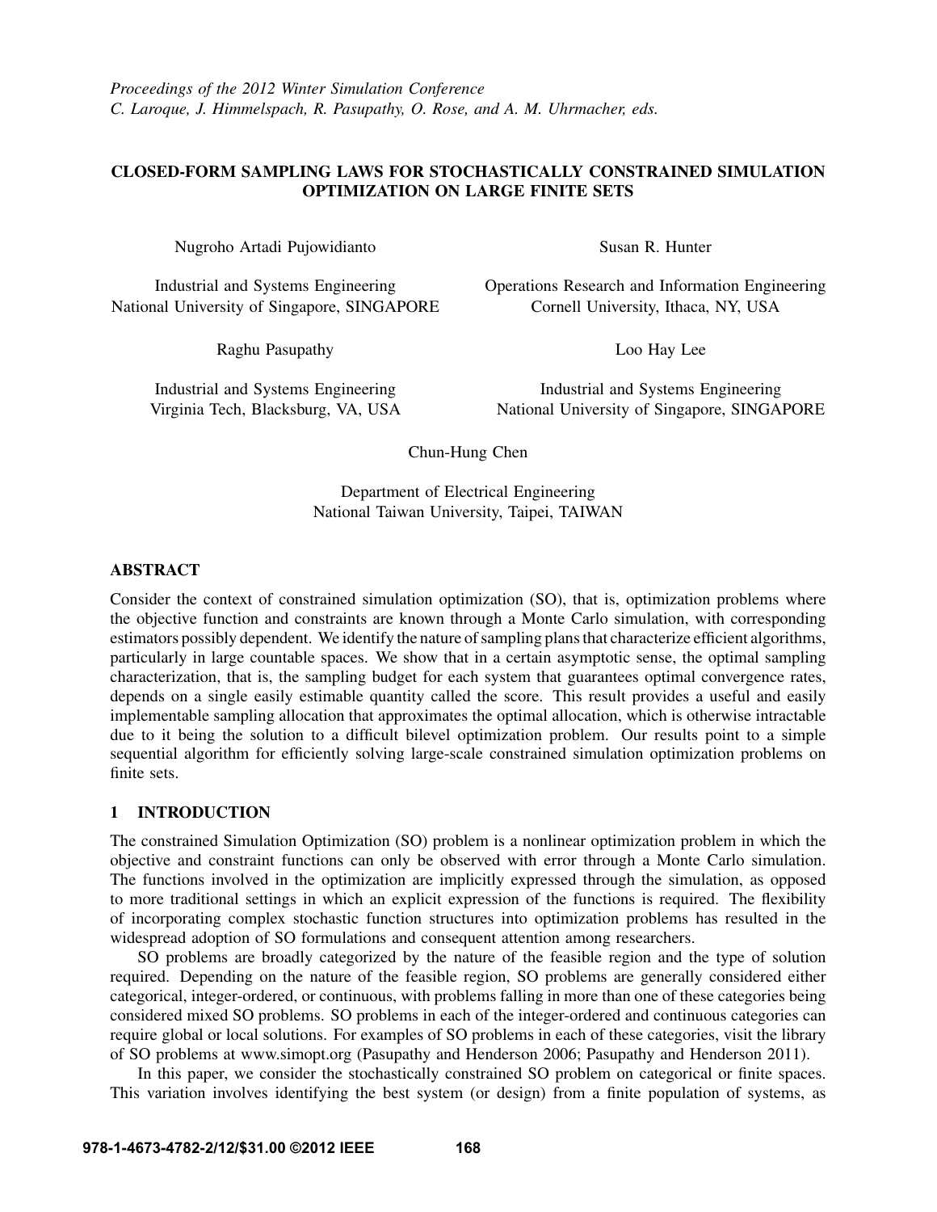*Proceedings of the 2012 Winter Simulation Conference*
*C. Laroque, J. Himmelspach, R. Pasupathy, O. Rose, and A. M. Uhrmacher, eds.*

# CLOSED-FORM SAMPLING LAWS FOR STOCHASTICALLY CONSTRAINED SIMULATION OPTIMIZATION ON LARGE FINITE SETS

Nugroho Artadi Pujowidianto

Industrial and Systems Engineering
National University of Singapore, SINGAPORE

Susan R. Hunter

Operations Research and Information Engineering
Cornell University, Ithaca, NY, USA

Raghu Pasupathy

Industrial and Systems Engineering
Virginia Tech, Blacksburg, VA, USA

Loo Hay Lee

Industrial and Systems Engineering
National University of Singapore, SINGAPORE

Chun-Hung Chen

Department of Electrical Engineering
National Taiwan University, Taipei, TAIWAN

## ABSTRACT

Consider the context of constrained simulation optimization (SO), that is, optimization problems where the objective function and constraints are known through a Monte Carlo simulation, with corresponding estimators possibly dependent. We identify the nature of sampling plans that characterize efficient algorithms, particularly in large countable spaces. We show that in a certain asymptotic sense, the optimal sampling characterization, that is, the sampling budget for each system that guarantees optimal convergence rates, depends on a single easily estimable quantity called the score. This result provides a useful and easily implementable sampling allocation that approximates the optimal allocation, which is otherwise intractable due to it being the solution to a difficult bilevel optimization problem. Our results point to a simple sequential algorithm for efficiently solving large-scale constrained simulation optimization problems on finite sets.

## 1 INTRODUCTION

The constrained Simulation Optimization (SO) problem is a nonlinear optimization problem in which the objective and constraint functions can only be observed with error through a Monte Carlo simulation. The functions involved in the optimization are implicitly expressed through the simulation, as opposed to more traditional settings in which an explicit expression of the functions is required. The flexibility of incorporating complex stochastic function structures into optimization problems has resulted in the widespread adoption of SO formulations and consequent attention among researchers.

SO problems are broadly categorized by the nature of the feasible region and the type of solution required. Depending on the nature of the feasible region, SO problems are generally considered either categorical, integer-ordered, or continuous, with problems falling in more than one of these categories being considered mixed SO problems. SO problems in each of the integer-ordered and continuous categories can require global or local solutions. For examples of SO problems in each of these categories, visit the library of SO problems at www.simopt.org (Pasupathy and Henderson 2006; Pasupathy and Henderson 2011).

In this paper, we consider the stochastically constrained SO problem on categorical or finite spaces. This variation involves identifying the best system (or design) from a finite population of systems, as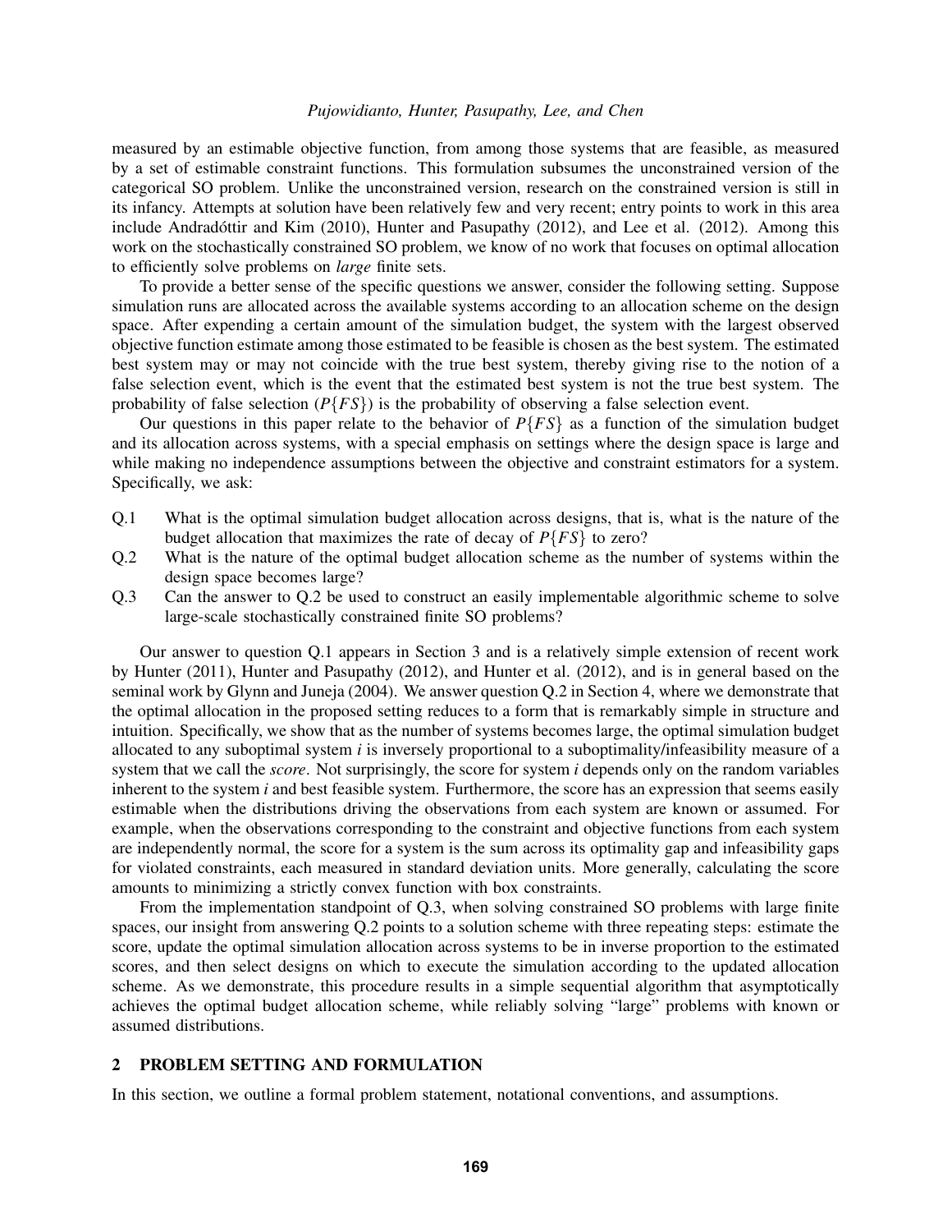measured by an estimable objective function, from among those systems that are feasible, as measured by a set of estimable constraint functions. This formulation subsumes the unconstrained version of the categorical SO problem. Unlike the unconstrained version, research on the constrained version is still in its infancy. Attempts at solution have been relatively few and very recent; entry points to work in this area include Andradóttir and Kim (2010), Hunter and Pasupathy (2012), and Lee et al. (2012). Among this work on the stochastically constrained SO problem, we know of no work that focuses on optimal allocation to efficiently solve problems on *large* finite sets.

To provide a better sense of the specific questions we answer, consider the following setting. Suppose simulation runs are allocated across the available systems according to an allocation scheme on the design space. After expending a certain amount of the simulation budget, the system with the largest observed objective function estimate among those estimated to be feasible is chosen as the best system. The estimated best system may or may not coincide with the true best system, thereby giving rise to the notion of a false selection event, which is the event that the estimated best system is not the true best system. The probability of false selection ($P\{FS\}$) is the probability of observing a false selection event.

Our questions in this paper relate to the behavior of $P\{FS\}$ as a function of the simulation budget and its allocation across systems, with a special emphasis on settings where the design space is large and while making no independence assumptions between the objective and constraint estimators for a system. Specifically, we ask:

- Q.1 What is the optimal simulation budget allocation across designs, that is, what is the nature of the budget allocation that maximizes the rate of decay of $P\{FS\}$ to zero?
- Q.2 What is the nature of the optimal budget allocation scheme as the number of systems within the design space becomes large?
- Q.3 Can the answer to Q.2 be used to construct an easily implementable algorithmic scheme to solve large-scale stochastically constrained finite SO problems?

Our answer to question Q.1 appears in Section 3 and is a relatively simple extension of recent work by Hunter (2011), Hunter and Pasupathy (2012), and Hunter et al. (2012), and is in general based on the seminal work by Glynn and Juneja (2004). We answer question Q.2 in Section 4, where we demonstrate that the optimal allocation in the proposed setting reduces to a form that is remarkably simple in structure and intuition. Specifically, we show that as the number of systems becomes large, the optimal simulation budget allocated to any suboptimal system $i$ is inversely proportional to a suboptimality/infeasibility measure of a system that we call the *score*. Not surprisingly, the score for system $i$ depends only on the random variables inherent to the system $i$ and best feasible system. Furthermore, the score has an expression that seems easily estimable when the distributions driving the observations from each system are known or assumed. For example, when the observations corresponding to the constraint and objective functions from each system are independently normal, the score for a system is the sum across its optimality gap and infeasibility gaps for violated constraints, each measured in standard deviation units. More generally, calculating the score amounts to minimizing a strictly convex function with box constraints.

From the implementation standpoint of Q.3, when solving constrained SO problems with large finite spaces, our insight from answering Q.2 points to a solution scheme with three repeating steps: estimate the score, update the optimal simulation allocation across systems to be in inverse proportion to the estimated scores, and then select designs on which to execute the simulation according to the updated allocation scheme. As we demonstrate, this procedure results in a simple sequential algorithm that asymptotically achieves the optimal budget allocation scheme, while reliably solving "large" problems with known or assumed distributions.

## 2 PROBLEM SETTING AND FORMULATION

In this section, we outline a formal problem statement, notational conventions, and assumptions.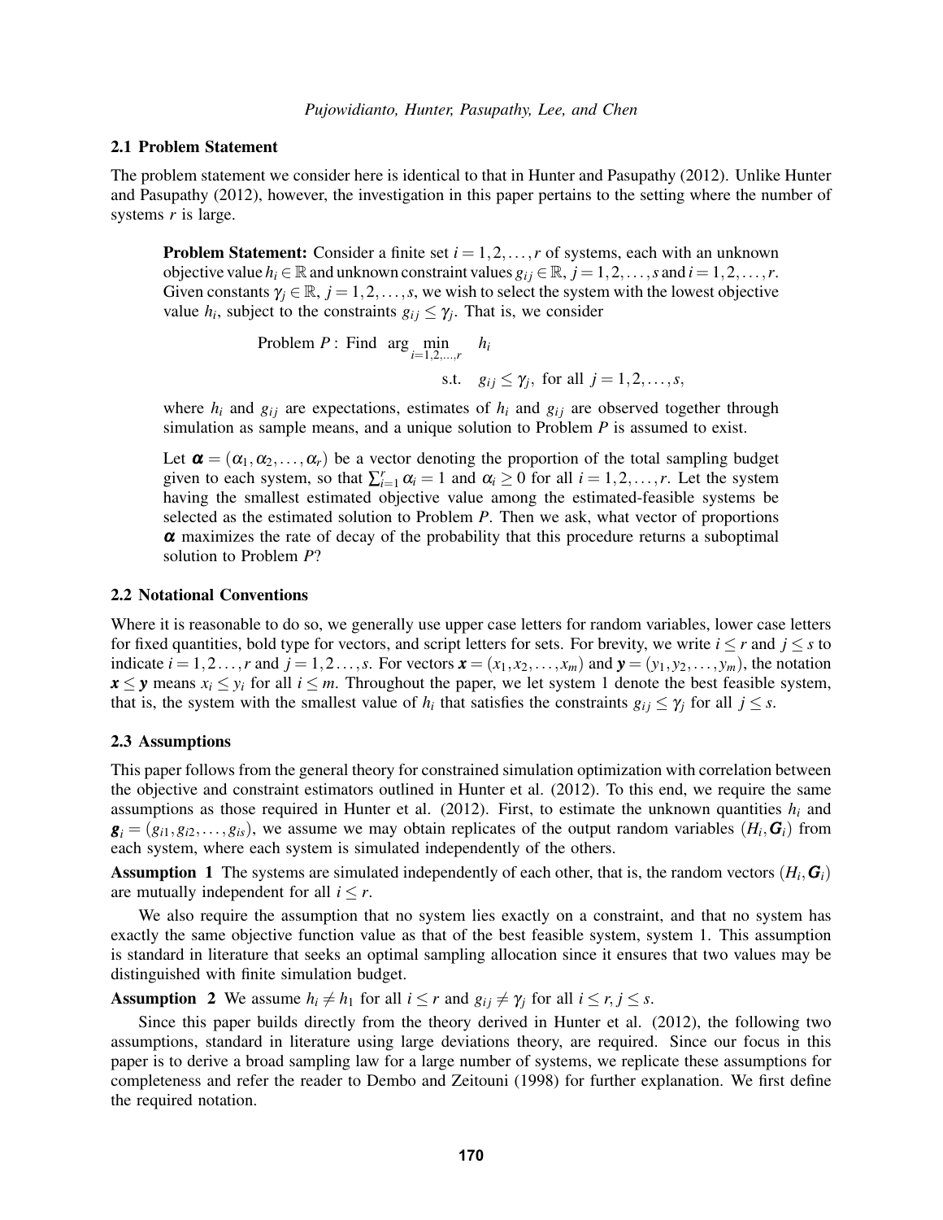### 2.1 Problem Statement

The problem statement we consider here is identical to that in Hunter and Pasupathy (2012). Unlike Hunter and Pasupathy (2012), however, the investigation in this paper pertains to the setting where the number of systems $r$ is large.

> **Problem Statement:** Consider a finite set $i = 1,2,\ldots,r$ of systems, each with an unknown objective value $h_i \in \mathbb{R}$ and unknown constraint values $g_{ij} \in \mathbb{R}$, $j = 1,2,\ldots,s$ and $i = 1,2,\ldots,r$. Given constants $\gamma_j \in \mathbb{R}$, $j = 1,2,\ldots,s$, we wish to select the system with the lowest objective value $h_i$, subject to the constraints $g_{ij} \leq \gamma_j$. That is, we consider
>
> $$\text{Problem } P: \text{ Find } \arg\min_{i=1,2,\ldots,r} \; h_i \quad \text{s.t.} \quad g_{ij} \leq \gamma_j, \text{ for all } j = 1,2,\ldots,s,$$
>
> where $h_i$ and $g_{ij}$ are expectations, estimates of $h_i$ and $g_{ij}$ are observed together through simulation as sample means, and a unique solution to Problem $P$ is assumed to exist.
>
> Let $\boldsymbol{\alpha} = (\alpha_1, \alpha_2, \ldots, \alpha_r)$ be a vector denoting the proportion of the total sampling budget given to each system, so that $\sum_{i=1}^{r} \alpha_i = 1$ and $\alpha_i \geq 0$ for all $i = 1,2,\ldots,r$. Let the system having the smallest estimated objective value among the estimated-feasible systems be selected as the estimated solution to Problem $P$. Then we ask, what vector of proportions $\boldsymbol{\alpha}$ maximizes the rate of decay of the probability that this procedure returns a suboptimal solution to Problem $P$?

### 2.2 Notational Conventions

Where it is reasonable to do so, we generally use upper case letters for random variables, lower case letters for fixed quantities, bold type for vectors, and script letters for sets. For brevity, we write $i \leq r$ and $j \leq s$ to indicate $i = 1,2\ldots,r$ and $j = 1,2\ldots,s$. For vectors $\boldsymbol{x} = (x_1, x_2, \ldots, x_m)$ and $\boldsymbol{y} = (y_1, y_2, \ldots, y_m)$, the notation $\boldsymbol{x} \leq \boldsymbol{y}$ means $x_i \leq y_i$ for all $i \leq m$. Throughout the paper, we let system 1 denote the best feasible system, that is, the system with the smallest value of $h_i$ that satisfies the constraints $g_{ij} \leq \gamma_j$ for all $j \leq s$.

### 2.3 Assumptions

This paper follows from the general theory for constrained simulation optimization with correlation between the objective and constraint estimators outlined in Hunter et al. (2012). To this end, we require the same assumptions as those required in Hunter et al. (2012). First, to estimate the unknown quantities $h_i$ and $\boldsymbol{g}_i = (g_{i1}, g_{i2}, \ldots, g_{is})$, we assume we may obtain replicates of the output random variables $(H_i, \boldsymbol{G}_i)$ from each system, where each system is simulated independently of the others.

**Assumption 1** The systems are simulated independently of each other, that is, the random vectors $(H_i, \boldsymbol{G}_i)$ are mutually independent for all $i \leq r$.

We also require the assumption that no system lies exactly on a constraint, and that no system has exactly the same objective function value as that of the best feasible system, system 1. This assumption is standard in literature that seeks an optimal sampling allocation since it ensures that two values may be distinguished with finite simulation budget.

**Assumption 2** We assume $h_i \neq h_1$ for all $i \leq r$ and $g_{ij} \neq \gamma_j$ for all $i \leq r, j \leq s$.

Since this paper builds directly from the theory derived in Hunter et al. (2012), the following two assumptions, standard in literature using large deviations theory, are required. Since our focus in this paper is to derive a broad sampling law for a large number of systems, we replicate these assumptions for completeness and refer the reader to Dembo and Zeitouni (1998) for further explanation. We first define the required notation.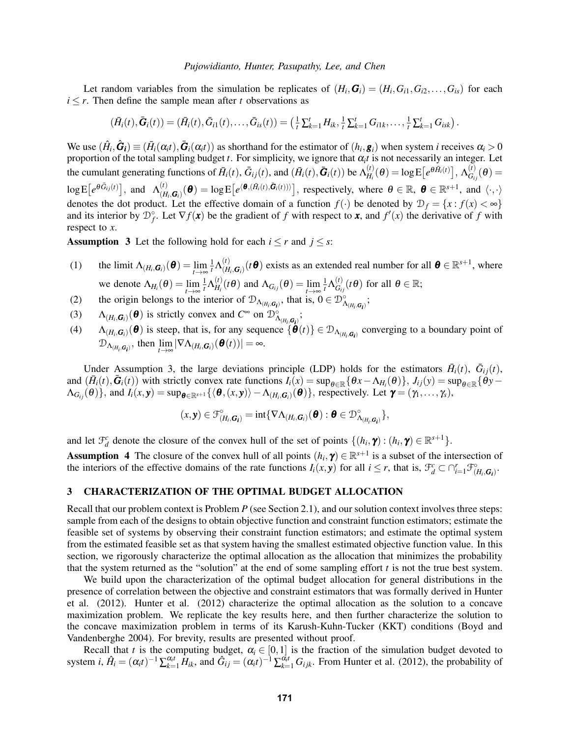Let random variables from the simulation be replicates of $(H_i, \boldsymbol{G}_i) = (H_i, G_{i1}, G_{i2}, \ldots, G_{is})$ for each $i \leq r$. Then define the sample mean after $t$ observations as

$$(\bar{H}_i(t), \bar{\boldsymbol{G}}_i(t)) = (\bar{H}_i(t), \bar{G}_{i1}(t), \ldots, \bar{G}_{is}(t)) = \left(\tfrac{1}{t}\sum_{k=1}^{t} H_{ik}, \tfrac{1}{t}\sum_{k=1}^{t} G_{i1k}, \ldots, \tfrac{1}{t}\sum_{k=1}^{t} G_{isk}\right).$$

We use $(\hat{H}_i, \hat{\boldsymbol{G}}_i) \equiv (\bar{H}_i(\alpha_i t), \bar{\boldsymbol{G}}_i(\alpha_i t))$ as shorthand for the estimator of $(h_i, \boldsymbol{g}_i)$ when system $i$ receives $\alpha_i > 0$ proportion of the total sampling budget $t$. For simplicity, we ignore that $\alpha_i t$ is not necessarily an integer. Let the cumulant generating functions of $\bar{H}_i(t)$, $\bar{G}_{ij}(t)$, and $(\bar{H}_i(t), \bar{\boldsymbol{G}}_i(t))$ be $\Lambda_{H_i}^{(t)}(\theta) = \log \mathrm{E}\big[e^{\theta \bar{H}_i(t)}\big]$, $\Lambda_{G_{ij}}^{(t)}(\theta) = \log \mathrm{E}\big[e^{\theta \bar{G}_{ij}(t)}\big]$, and $\Lambda_{(H_i,\boldsymbol{G}_i)}^{(t)}(\boldsymbol{\theta}) = \log \mathrm{E}\big[e^{\langle \boldsymbol{\theta}, (\bar{H}_i(t), \bar{\boldsymbol{G}}_i(t))\rangle}\big]$, respectively, where $\theta \in \mathbb{R}$, $\boldsymbol{\theta} \in \mathbb{R}^{s+1}$, and $\langle \cdot, \cdot \rangle$ denotes the dot product. Let the effective domain of a function $f(\cdot)$ be denoted by $\mathcal{D}_f = \{x : f(x) < \infty\}$ and its interior by $\mathcal{D}_f^\circ$. Let $\nabla f(\boldsymbol{x})$ be the gradient of $f$ with respect to $\boldsymbol{x}$, and $f'(x)$ the derivative of $f$ with respect to $x$.

**Assumption 3** Let the following hold for each $i \leq r$ and $j \leq s$:

(1) the limit $\Lambda_{(H_i,\boldsymbol{G}_i)}(\boldsymbol{\theta}) = \lim_{t\to\infty} \frac{1}{t} \Lambda_{(H_i,\boldsymbol{G}_i)}^{(t)}(t\boldsymbol{\theta})$ exists as an extended real number for all $\boldsymbol{\theta} \in \mathbb{R}^{s+1}$, where we denote $\Lambda_{H_i}(\theta) = \lim_{t\to\infty} \frac{1}{t} \Lambda_{H_i}^{(t)}(t\theta)$ and $\Lambda_{G_{ij}}(\theta) = \lim_{t\to\infty} \frac{1}{t} \Lambda_{G_{ij}}^{(t)}(t\theta)$ for all $\theta \in \mathbb{R}$;

(2) the origin belongs to the interior of $\mathcal{D}_{\Lambda_{(H_i,\boldsymbol{G}_i)}}$, that is, $0 \in \mathcal{D}^\circ_{\Lambda_{(H_i,\boldsymbol{G}_i)}}$;

(3) $\Lambda_{(H_i,\boldsymbol{G}_i)}(\boldsymbol{\theta})$ is strictly convex and $C^\infty$ on $\mathcal{D}^\circ_{\Lambda_{(H_i,\boldsymbol{G}_i)}}$;

(4) $\Lambda_{(H_i,\boldsymbol{G}_i)}(\boldsymbol{\theta})$ is steep, that is, for any sequence $\{\boldsymbol{\theta}(t)\} \in \mathcal{D}_{\Lambda_{(H_i,\boldsymbol{G}_i)}}$ converging to a boundary point of $\mathcal{D}_{\Lambda_{(H_i,\boldsymbol{G}_i)}}$, then $\lim_{t\to\infty} |\nabla \Lambda_{(H_i,\boldsymbol{G}_i)}(\boldsymbol{\theta}(t))| = \infty$.

Under Assumption 3, the large deviations principle (LDP) holds for the estimators $\bar{H}_i(t)$, $\bar{G}_{ij}(t)$, and $(\bar{H}_i(t), \bar{\boldsymbol{G}}_i(t))$ with strictly convex rate functions $I_i(x) = \sup_{\theta\in\mathbb{R}}\{\theta x - \Lambda_{H_i}(\theta)\}$, $J_{ij}(y) = \sup_{\theta\in\mathbb{R}}\{\theta y - \Lambda_{G_{ij}}(\theta)\}$, and $I_i(x,\boldsymbol{y}) = \sup_{\boldsymbol{\theta}\in\mathbb{R}^{s+1}}\{\langle \boldsymbol{\theta}, (x,\boldsymbol{y})\rangle - \Lambda_{(H_i,\boldsymbol{G}_i)}(\boldsymbol{\theta})\}$, respectively. Let $\boldsymbol{\gamma} = (\gamma_1, \ldots, \gamma_s)$,

$$(x,\boldsymbol{y}) \in \mathcal{F}^\circ_{(H_i,\boldsymbol{G}_i)} = \mathrm{int}\{\nabla \Lambda_{(H_i,\boldsymbol{G}_i)}(\boldsymbol{\theta}) : \boldsymbol{\theta} \in \mathcal{D}^\circ_{\Lambda_{(H_i,\boldsymbol{G}_i)}}\},$$

and let $\mathcal{F}_d^c$ denote the closure of the convex hull of the set of points $\{(h_i,\boldsymbol{\gamma}) : (h_i,\boldsymbol{\gamma}) \in \mathbb{R}^{s+1}\}$.

**Assumption 4** The closure of the convex hull of all points $(h_i,\boldsymbol{\gamma}) \in \mathbb{R}^{s+1}$ is a subset of the intersection of the interiors of the effective domains of the rate functions $I_i(x,\boldsymbol{y})$ for all $i \leq r$, that is, $\mathcal{F}_d^c \subset \cap_{i=1}^r \mathcal{F}^\circ_{(H_i,\boldsymbol{G}_i)}$.

## 3 CHARACTERIZATION OF THE OPTIMAL BUDGET ALLOCATION

Recall that our problem context is Problem $P$ (see Section 2.1), and our solution context involves three steps: sample from each of the designs to obtain objective function and constraint function estimators; estimate the feasible set of systems by observing their constraint function estimators; and estimate the optimal system from the estimated feasible set as that system having the smallest estimated objective function value. In this section, we rigorously characterize the optimal allocation as the allocation that minimizes the probability that the system returned as the "solution" at the end of some sampling effort $t$ is not the true best system.

We build upon the characterization of the optimal budget allocation for general distributions in the presence of correlation between the objective and constraint estimators that was formally derived in Hunter et al. (2012). Hunter et al. (2012) characterize the optimal allocation as the solution to a concave maximization problem. We replicate the key results here, and then further characterize the solution to the concave maximization problem in terms of its Karush-Kuhn-Tucker (KKT) conditions (Boyd and Vandenberghe 2004). For brevity, results are presented without proof.

Recall that $t$ is the computing budget, $\alpha_i \in [0,1]$ is the fraction of the simulation budget devoted to system $i$, $\hat{H}_i = (\alpha_i t)^{-1}\sum_{k=1}^{\alpha_i t} H_{ik}$, and $\hat{G}_{ij} = (\alpha_i t)^{-1}\sum_{k=1}^{\alpha_i t} G_{ijk}$. From Hunter et al. (2012), the probability of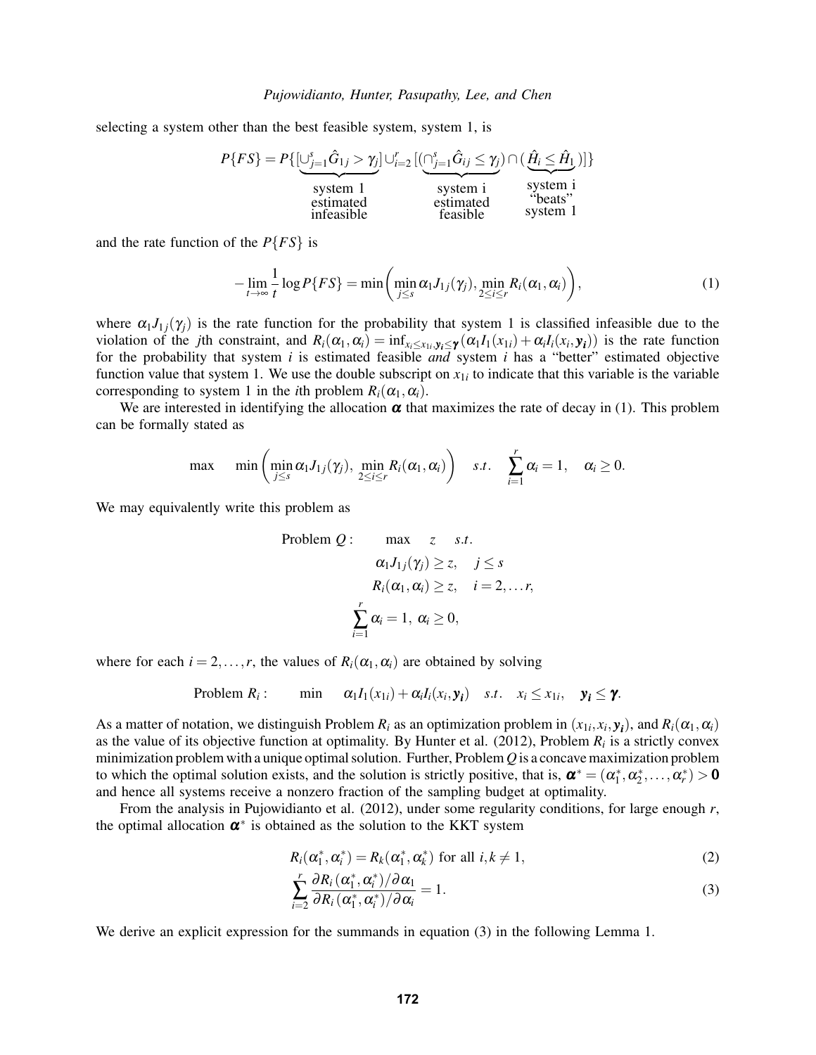selecting a system other than the best feasible system, system 1, is

$$P\{FS\} = P\{[\underbrace{\cup_{j=1}^{s}\hat{G}_{1j} > \gamma_j}_{\substack{\text{system 1}\\ \text{estimated}\\ \text{infeasible}}}] \cup_{i=2}^{r} [(\underbrace{\cap_{j=1}^{s}\hat{G}_{ij} \leq \gamma_j}_{\substack{\text{system i}\\ \text{estimated}\\ \text{feasible}}}) \cap (\underbrace{\hat{H}_i \leq \hat{H}_1}_{\substack{\text{system i}\\ \text{“beats”}\\ \text{system 1}}})]\}$$

and the rate function of the $P\{FS\}$ is

$$-\lim_{t\to\infty}\frac{1}{t}\log P\{FS\} = \min\left(\min_{j\leq s}\alpha_1 J_{1j}(\gamma_j),\ \min_{2\leq i\leq r} R_i(\alpha_1,\alpha_i)\right), \tag{1}$$

where $\alpha_1 J_{1j}(\gamma_j)$ is the rate function for the probability that system 1 is classified infeasible due to the violation of the $j$th constraint, and $R_i(\alpha_1,\alpha_i) = \inf_{x_i \leq x_{1i}, \boldsymbol{y_i} \leq \boldsymbol{\gamma}} (\alpha_1 I_1(x_{1i}) + \alpha_i I_i(x_i, \boldsymbol{y_i}))$ is the rate function for the probability that system $i$ is estimated feasible *and* system $i$ has a "better" estimated objective function value that system 1. We use the double subscript on $x_{1i}$ to indicate that this variable is the variable corresponding to system 1 in the $i$th problem $R_i(\alpha_1,\alpha_i)$.

We are interested in identifying the allocation $\boldsymbol{\alpha}$ that maximizes the rate of decay in (1). This problem can be formally stated as

$$\max \quad \min\left(\min_{j\leq s}\alpha_1 J_{1j}(\gamma_j),\ \min_{2\leq i\leq r} R_i(\alpha_1,\alpha_i)\right) \quad s.t. \quad \sum_{i=1}^{r}\alpha_i = 1, \quad \alpha_i \geq 0.$$

We may equivalently write this problem as

$$\begin{aligned}
\text{Problem } Q: \qquad \max \quad & z \quad s.t. \\
\alpha_1 J_{1j}(\gamma_j) &\geq z, \quad j \leq s \\
R_i(\alpha_1,\alpha_i) &\geq z, \quad i = 2,\ldots r, \\
\sum_{i=1}^{r}\alpha_i = 1,&\ \alpha_i \geq 0,
\end{aligned}$$

where for each $i = 2,\ldots,r$, the values of $R_i(\alpha_1,\alpha_i)$ are obtained by solving

$$\text{Problem } R_i: \qquad \min \quad \alpha_1 I_1(x_{1i}) + \alpha_i I_i(x_i, \boldsymbol{y_i}) \quad s.t. \quad x_i \leq x_{1i}, \quad \boldsymbol{y_i} \leq \boldsymbol{\gamma}.$$

As a matter of notation, we distinguish Problem $R_i$ as an optimization problem in $(x_{1i}, x_i, \boldsymbol{y_i})$, and $R_i(\alpha_1,\alpha_i)$ as the value of its objective function at optimality. By Hunter et al. (2012), Problem $R_i$ is a strictly convex minimization problem with a unique optimal solution. Further, Problem $Q$ is a concave maximization problem to which the optimal solution exists, and the solution is strictly positive, that is, $\boldsymbol{\alpha}^* = (\alpha_1^*, \alpha_2^*, \ldots, \alpha_r^*) > \mathbf{0}$ and hence all systems receive a nonzero fraction of the sampling budget at optimality.

From the analysis in Pujowidianto et al. (2012), under some regularity conditions, for large enough $r$, the optimal allocation $\boldsymbol{\alpha}^*$ is obtained as the solution to the KKT system

$$R_i(\alpha_1^*,\alpha_i^*) = R_k(\alpha_1^*,\alpha_k^*) \text{ for all } i,k \neq 1, \tag{2}$$

$$\sum_{i=2}^{r}\frac{\partial R_i(\alpha_1^*,\alpha_i^*)/\partial\alpha_1}{\partial R_i(\alpha_1^*,\alpha_i^*)/\partial\alpha_i} = 1. \tag{3}$$

We derive an explicit expression for the summands in equation (3) in the following Lemma 1.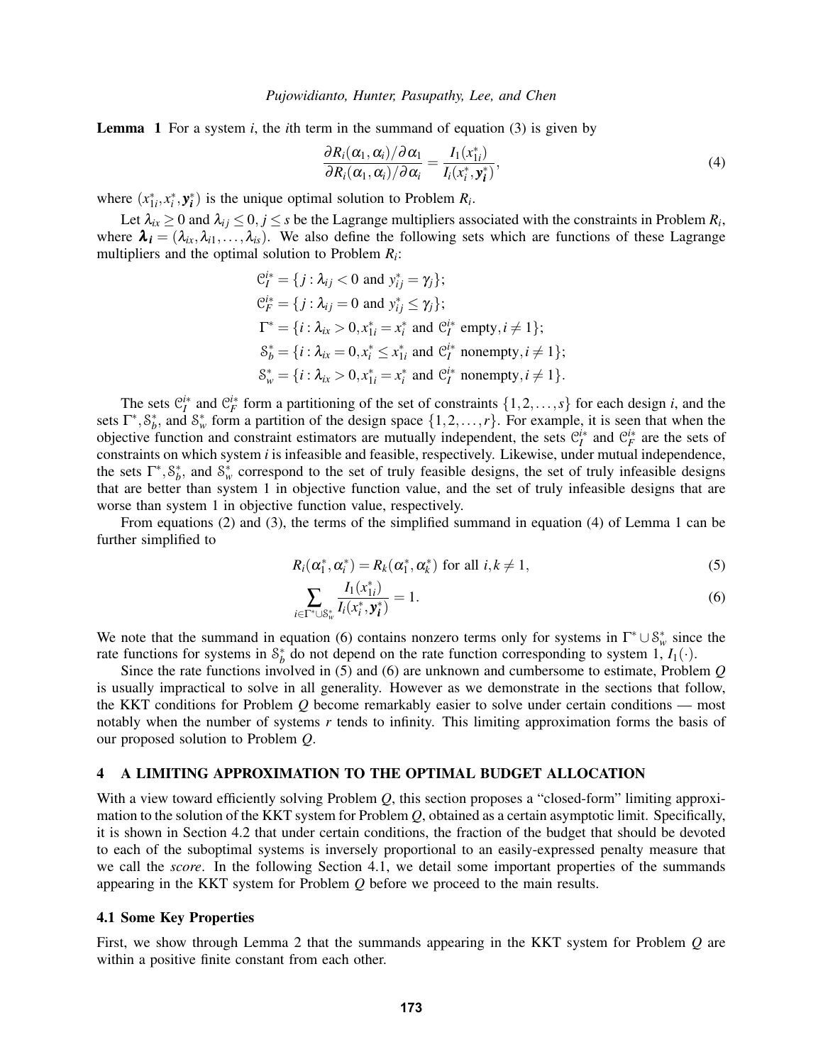**Lemma 1** For a system $i$, the $i$th term in the summand of equation (3) is given by

$$\frac{\partial R_i(\alpha_1, \alpha_i)/\partial \alpha_1}{\partial R_i(\alpha_1, \alpha_i)/\partial \alpha_i} = \frac{I_1(x^*_{1i})}{I_i(x^*_i, \boldsymbol{y}^*_i)}, \tag{4}$$

where $(x^*_{1i}, x^*_i, \boldsymbol{y}^*_i)$ is the unique optimal solution to Problem $R_i$.

Let $\lambda_{ix} \geq 0$ and $\lambda_{ij} \leq 0, j \leq s$ be the Lagrange multipliers associated with the constraints in Problem $R_i$, where $\boldsymbol{\lambda_i} = (\lambda_{ix}, \lambda_{i1}, \ldots, \lambda_{is})$. We also define the following sets which are functions of these Lagrange multipliers and the optimal solution to Problem $R_i$:

$$\begin{aligned}
\mathcal{C}^{i*}_I &= \{j : \lambda_{ij} < 0 \text{ and } y^*_{ij} = \gamma_j\}; \\
\mathcal{C}^{i*}_F &= \{j : \lambda_{ij} = 0 \text{ and } y^*_{ij} \leq \gamma_j\}; \\
\Gamma^* &= \{i : \lambda_{ix} > 0, x^*_{1i} = x^*_i \text{ and } \mathcal{C}^{i*}_I \text{ empty}, i \neq 1\}; \\
\mathcal{S}^*_b &= \{i : \lambda_{ix} = 0, x^*_i \leq x^*_{1i} \text{ and } \mathcal{C}^{i*}_I \text{ nonempty}, i \neq 1\}; \\
\mathcal{S}^*_w &= \{i : \lambda_{ix} > 0, x^*_{1i} = x^*_i \text{ and } \mathcal{C}^{i*}_I \text{ nonempty}, i \neq 1\}.
\end{aligned}$$

The sets $\mathcal{C}^{i*}_I$ and $\mathcal{C}^{i*}_F$ form a partitioning of the set of constraints $\{1, 2, \ldots, s\}$ for each design $i$, and the sets $\Gamma^*, \mathcal{S}^*_b$, and $\mathcal{S}^*_w$ form a partition of the design space $\{1, 2, \ldots, r\}$. For example, it is seen that when the objective function and constraint estimators are mutually independent, the sets $\mathcal{C}^{i*}_I$ and $\mathcal{C}^{i*}_F$ are the sets of constraints on which system $i$ is infeasible and feasible, respectively. Likewise, under mutual independence, the sets $\Gamma^*, \mathcal{S}^*_b$, and $\mathcal{S}^*_w$ correspond to the set of truly feasible designs, the set of truly infeasible designs that are better than system 1 in objective function value, and the set of truly infeasible designs that are worse than system 1 in objective function value, respectively.

From equations (2) and (3), the terms of the simplified summand in equation (4) of Lemma 1 can be further simplified to

$$R_i(\alpha^*_1, \alpha^*_i) = R_k(\alpha^*_1, \alpha^*_k) \text{ for all } i, k \neq 1, \tag{5}$$

$$\sum_{i \in \Gamma^* \cup \mathcal{S}^*_w} \frac{I_1(x^*_{1i})}{I_i(x^*_i, \boldsymbol{y}^*_i)} = 1. \tag{6}$$

We note that the summand in equation (6) contains nonzero terms only for systems in $\Gamma^* \cup \mathcal{S}^*_w$ since the rate functions for systems in $\mathcal{S}^*_b$ do not depend on the rate function corresponding to system 1, $I_1(\cdot)$.

Since the rate functions involved in (5) and (6) are unknown and cumbersome to estimate, Problem $Q$ is usually impractical to solve in all generality. However as we demonstrate in the sections that follow, the KKT conditions for Problem $Q$ become remarkably easier to solve under certain conditions — most notably when the number of systems $r$ tends to infinity. This limiting approximation forms the basis of our proposed solution to Problem $Q$.

## 4 A LIMITING APPROXIMATION TO THE OPTIMAL BUDGET ALLOCATION

With a view toward efficiently solving Problem $Q$, this section proposes a "closed-form" limiting approximation to the solution of the KKT system for Problem $Q$, obtained as a certain asymptotic limit. Specifically, it is shown in Section 4.2 that under certain conditions, the fraction of the budget that should be devoted to each of the suboptimal systems is inversely proportional to an easily-expressed penalty measure that we call the *score*. In the following Section 4.1, we detail some important properties of the summands appearing in the KKT system for Problem $Q$ before we proceed to the main results.

### 4.1 Some Key Properties

First, we show through Lemma 2 that the summands appearing in the KKT system for Problem $Q$ are within a positive finite constant from each other.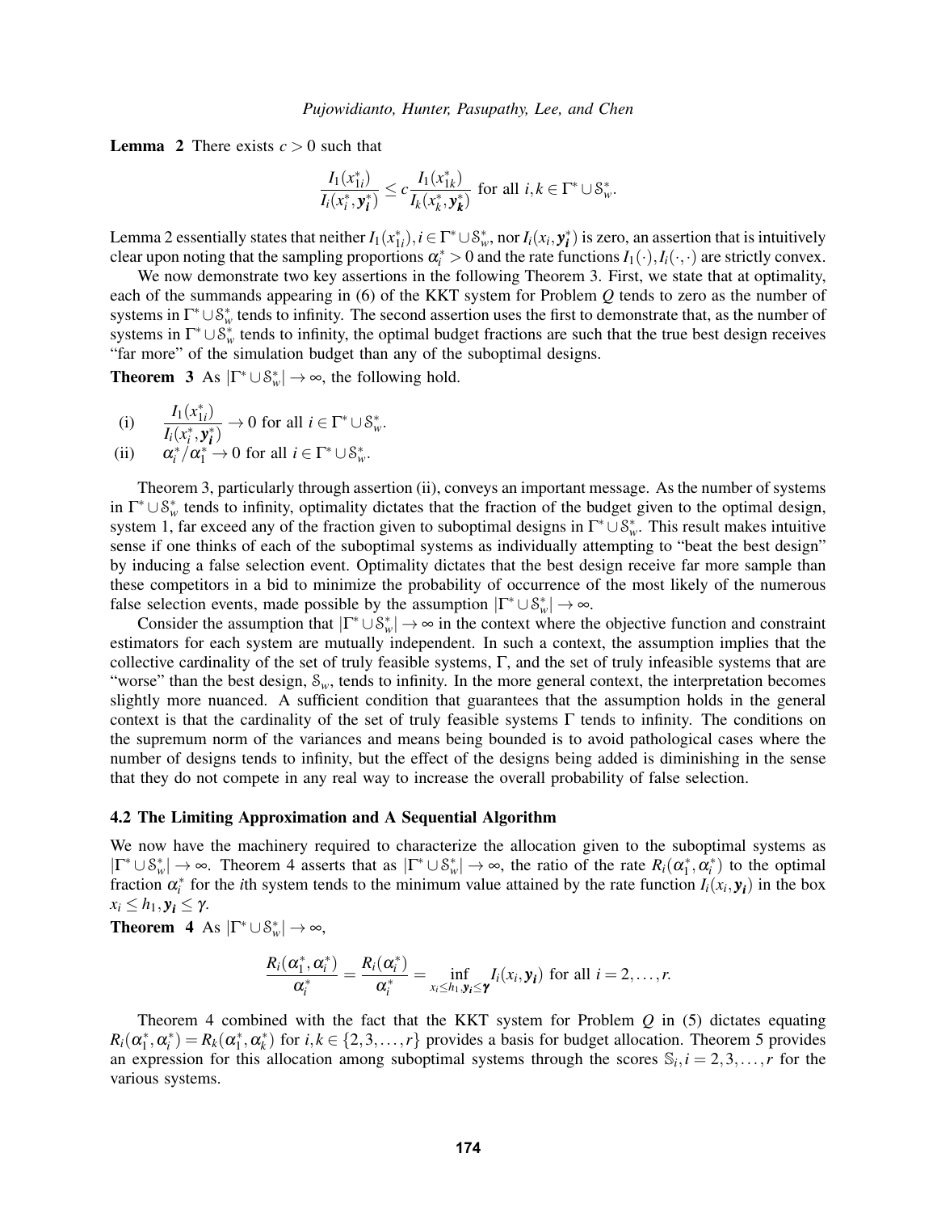**Lemma 2** There exists $c > 0$ such that

$$\frac{I_1(x_{1i}^*)}{I_i(x_i^*, \boldsymbol{y_i}^*)} \leq c \frac{I_1(x_{1k}^*)}{I_k(x_k^*, \boldsymbol{y_k}^*)} \text{ for all } i, k \in \Gamma^* \cup \mathcal{S}_w^*.$$

Lemma 2 essentially states that neither $I_1(x_{1i}^*), i \in \Gamma^* \cup \mathcal{S}_w^*$, nor $I_i(x_i, \boldsymbol{y_i}^*)$ is zero, an assertion that is intuitively clear upon noting that the sampling proportions $\alpha_i^* > 0$ and the rate functions $I_1(\cdot), I_i(\cdot,\cdot)$ are strictly convex.

We now demonstrate two key assertions in the following Theorem 3. First, we state that at optimality, each of the summands appearing in (6) of the KKT system for Problem $Q$ tends to zero as the number of systems in $\Gamma^* \cup \mathcal{S}_w^*$ tends to infinity. The second assertion uses the first to demonstrate that, as the number of systems in $\Gamma^* \cup \mathcal{S}_w^*$ tends to infinity, the optimal budget fractions are such that the true best design receives "far more" of the simulation budget than any of the suboptimal designs.

**Theorem 3** As $|\Gamma^* \cup \mathcal{S}_w^*| \to \infty$, the following hold.

(i) $\quad \dfrac{I_1(x_{1i}^*)}{I_i(x_i^*, \boldsymbol{y_i}^*)} \to 0$ for all $i \in \Gamma^* \cup \mathcal{S}_w^*$.

(ii) $\quad \alpha_i^*/\alpha_1^* \to 0$ for all $i \in \Gamma^* \cup \mathcal{S}_w^*$.

Theorem 3, particularly through assertion (ii), conveys an important message. As the number of systems in $\Gamma^* \cup \mathcal{S}_w^*$ tends to infinity, optimality dictates that the fraction of the budget given to the optimal design, system 1, far exceed any of the fraction given to suboptimal designs in $\Gamma^* \cup \mathcal{S}_w^*$. This result makes intuitive sense if one thinks of each of the suboptimal systems as individually attempting to "beat the best design" by inducing a false selection event. Optimality dictates that the best design receive far more sample than these competitors in a bid to minimize the probability of occurrence of the most likely of the numerous false selection events, made possible by the assumption $|\Gamma^* \cup \mathcal{S}_w^*| \to \infty$.

Consider the assumption that $|\Gamma^* \cup \mathcal{S}_w^*| \to \infty$ in the context where the objective function and constraint estimators for each system are mutually independent. In such a context, the assumption implies that the collective cardinality of the set of truly feasible systems, $\Gamma$, and the set of truly infeasible systems that are "worse" than the best design, $\mathcal{S}_w$, tends to infinity. In the more general context, the interpretation becomes slightly more nuanced. A sufficient condition that guarantees that the assumption holds in the general context is that the cardinality of the set of truly feasible systems $\Gamma$ tends to infinity. The conditions on the supremum norm of the variances and means being bounded is to avoid pathological cases where the number of designs tends to infinity, but the effect of the designs being added is diminishing in the sense that they do not compete in any real way to increase the overall probability of false selection.

### 4.2 The Limiting Approximation and A Sequential Algorithm

We now have the machinery required to characterize the allocation given to the suboptimal systems as $|\Gamma^* \cup \mathcal{S}_w^*| \to \infty$. Theorem 4 asserts that as $|\Gamma^* \cup \mathcal{S}_w^*| \to \infty$, the ratio of the rate $R_i(\alpha_1^*, \alpha_i^*)$ to the optimal fraction $\alpha_i^*$ for the $i$th system tends to the minimum value attained by the rate function $I_i(x_i, \boldsymbol{y_i})$ in the box $x_i \leq h_1, \boldsymbol{y_i} \leq \boldsymbol{\gamma}$.

**Theorem 4** As $|\Gamma^* \cup \mathcal{S}_w^*| \to \infty$,

$$\frac{R_i(\alpha_1^*, \alpha_i^*)}{\alpha_i^*} = \frac{R_i(\alpha_i^*)}{\alpha_i^*} = \inf_{x_i \leq h_1, \boldsymbol{y_i} \leq \boldsymbol{\gamma}} I_i(x_i, \boldsymbol{y_i}) \text{ for all } i = 2, \ldots, r.$$

Theorem 4 combined with the fact that the KKT system for Problem $Q$ in (5) dictates equating $R_i(\alpha_1^*, \alpha_i^*) = R_k(\alpha_1^*, \alpha_k^*)$ for $i, k \in \{2, 3, \ldots, r\}$ provides a basis for budget allocation. Theorem 5 provides an expression for this allocation among suboptimal systems through the scores $\mathbb{S}_i, i = 2, 3, \ldots, r$ for the various systems.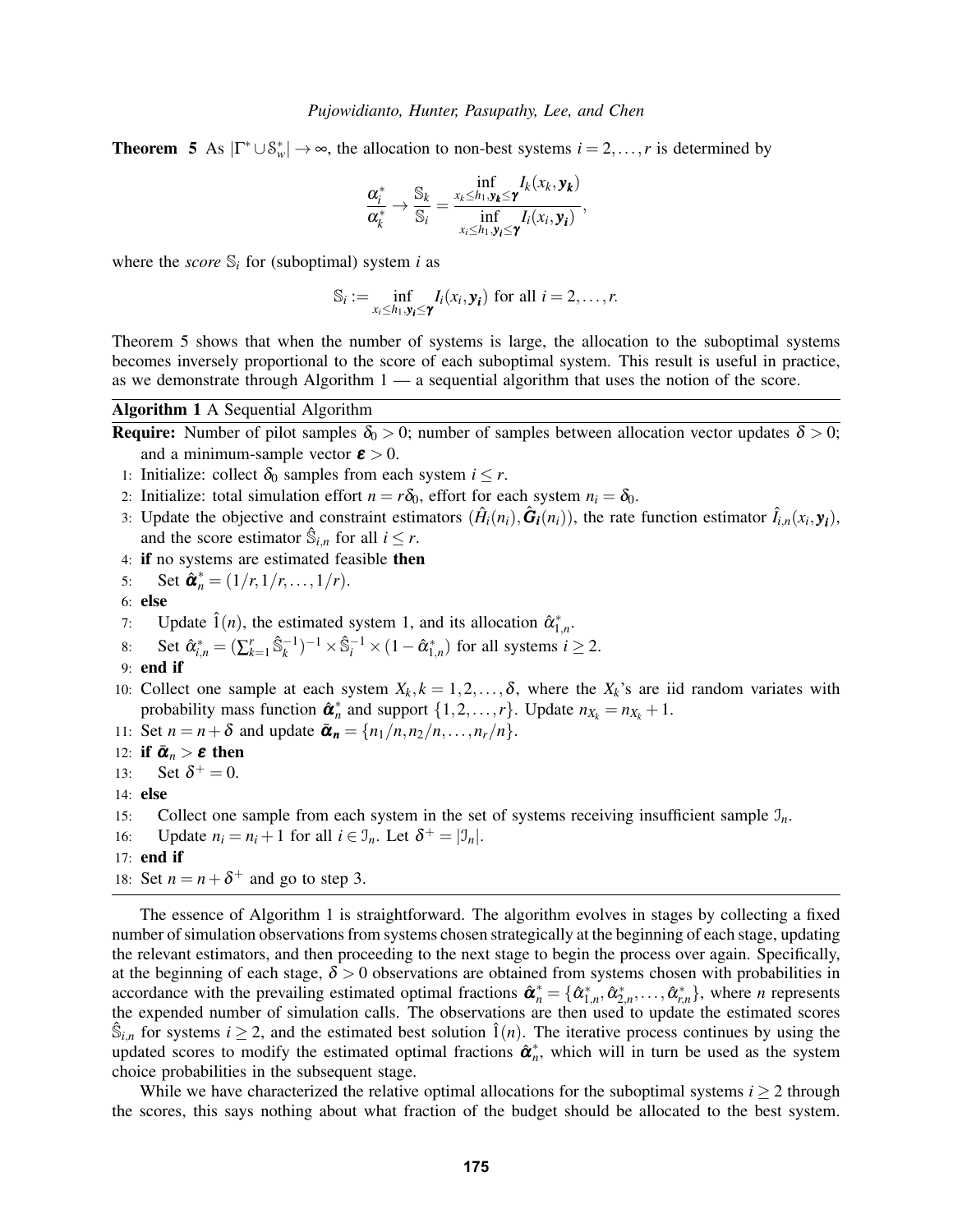**Theorem 5** As $|\Gamma^* \cup \mathbb{S}_w^*| \to \infty$, the allocation to non-best systems $i = 2, \ldots, r$ is determined by

$$\frac{\alpha_i^*}{\alpha_k^*} \to \frac{\mathbb{S}_k}{\mathbb{S}_i} = \frac{\inf\limits_{x_k \leq h_1, \boldsymbol{y_k} \leq \boldsymbol{\gamma}} I_k(x_k, \boldsymbol{y_k})}{\inf\limits_{x_i \leq h_1, \boldsymbol{y_i} \leq \boldsymbol{\gamma}} I_i(x_i, \boldsymbol{y_i})},$$

where the *score* $\mathbb{S}_i$ for (suboptimal) system $i$ as

$$\mathbb{S}_i := \inf_{x_i \leq h_1, \boldsymbol{y_i} \leq \boldsymbol{\gamma}} I_i(x_i, \boldsymbol{y_i}) \text{ for all } i = 2, \ldots, r.$$

Theorem 5 shows that when the number of systems is large, the allocation to the suboptimal systems becomes inversely proportional to the score of each suboptimal system. This result is useful in practice, as we demonstrate through Algorithm 1 — a sequential algorithm that uses the notion of the score.

**Algorithm 1** A Sequential Algorithm

**Require:** Number of pilot samples $\delta_0 > 0$; number of samples between allocation vector updates $\delta > 0$; and a minimum-sample vector $\boldsymbol{\varepsilon} > 0$.

1: Initialize: collect $\delta_0$ samples from each system $i \leq r$.
2: Initialize: total simulation effort $n = r\delta_0$, effort for each system $n_i = \delta_0$.
3: Update the objective and constraint estimators $(\hat{H}_i(n_i), \hat{\boldsymbol{G}}_{\boldsymbol{i}}(n_i))$, the rate function estimator $\hat{I}_{i,n}(x_i, \boldsymbol{y_i})$, and the score estimator $\hat{\mathbb{S}}_{i,n}$ for all $i \leq r$.
4: **if** no systems are estimated feasible **then**
5: &nbsp;&nbsp;&nbsp;&nbsp;Set $\hat{\boldsymbol{\alpha}}_n^* = (1/r, 1/r, \ldots, 1/r)$.
6: **else**
7: &nbsp;&nbsp;&nbsp;&nbsp;Update $\hat{1}(n)$, the estimated system 1, and its allocation $\hat{\alpha}_{1,n}^*$.
8: &nbsp;&nbsp;&nbsp;&nbsp;Set $\hat{\alpha}_{i,n}^* = (\sum_{k=1}^r \hat{\mathbb{S}}_k^{-1})^{-1} \times \hat{\mathbb{S}}_i^{-1} \times (1 - \hat{\alpha}_{1,n}^*)$ for all systems $i \geq 2$.
9: **end if**
10: Collect one sample at each system $X_k, k = 1, 2, \ldots, \delta$, where the $X_k$'s are iid random variates with probability mass function $\hat{\boldsymbol{\alpha}}_n^*$ and support $\{1, 2, \ldots, r\}$. Update $n_{X_k} = n_{X_k} + 1$.
11: Set $n = n + \delta$ and update $\bar{\boldsymbol{\alpha}}_{\boldsymbol{n}} = \{n_1/n, n_2/n, \ldots, n_r/n\}$.
12: **if** $\bar{\boldsymbol{\alpha}}_n > \boldsymbol{\varepsilon}$ **then**
13: &nbsp;&nbsp;&nbsp;&nbsp;Set $\delta^+ = 0$.
14: **else**
15: &nbsp;&nbsp;&nbsp;&nbsp;Collect one sample from each system in the set of systems receiving insufficient sample $\mathcal{I}_n$.
16: &nbsp;&nbsp;&nbsp;&nbsp;Update $n_i = n_i + 1$ for all $i \in \mathcal{I}_n$. Let $\delta^+ = |\mathcal{I}_n|$.
17: **end if**
18: Set $n = n + \delta^+$ and go to step 3.

The essence of Algorithm 1 is straightforward. The algorithm evolves in stages by collecting a fixed number of simulation observations from systems chosen strategically at the beginning of each stage, updating the relevant estimators, and then proceeding to the next stage to begin the process over again. Specifically, at the beginning of each stage, $\delta > 0$ observations are obtained from systems chosen with probabilities in accordance with the prevailing estimated optimal fractions $\hat{\boldsymbol{\alpha}}_n^* = \{\hat{\alpha}_{1,n}^*, \hat{\alpha}_{2,n}^*, \ldots, \hat{\alpha}_{r,n}^*\}$, where $n$ represents the expended number of simulation calls. The observations are then used to update the estimated scores $\hat{\mathbb{S}}_{i,n}$ for systems $i \geq 2$, and the estimated best solution $\hat{1}(n)$. The iterative process continues by using the updated scores to modify the estimated optimal fractions $\hat{\boldsymbol{\alpha}}_n^*$, which will in turn be used as the system choice probabilities in the subsequent stage.

While we have characterized the relative optimal allocations for the suboptimal systems $i \geq 2$ through the scores, this says nothing about what fraction of the budget should be allocated to the best system.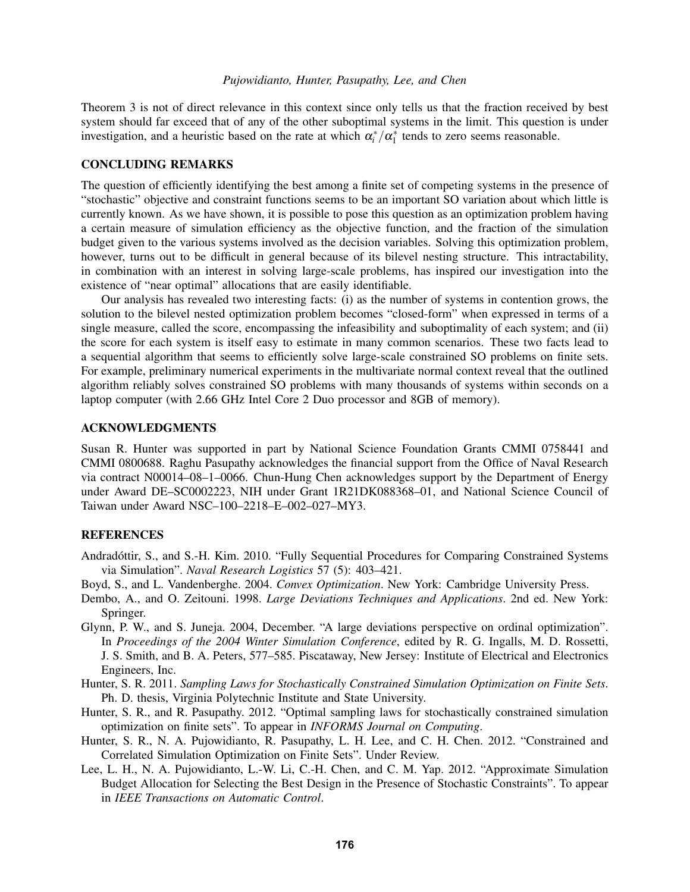Theorem 3 is not of direct relevance in this context since only tells us that the fraction received by best system should far exceed that of any of the other suboptimal systems in the limit. This question is under investigation, and a heuristic based on the rate at which $\alpha_i^*/\alpha_1^*$ tends to zero seems reasonable.

## CONCLUDING REMARKS

The question of efficiently identifying the best among a finite set of competing systems in the presence of "stochastic" objective and constraint functions seems to be an important SO variation about which little is currently known. As we have shown, it is possible to pose this question as an optimization problem having a certain measure of simulation efficiency as the objective function, and the fraction of the simulation budget given to the various systems involved as the decision variables. Solving this optimization problem, however, turns out to be difficult in general because of its bilevel nesting structure. This intractability, in combination with an interest in solving large-scale problems, has inspired our investigation into the existence of "near optimal" allocations that are easily identifiable.

Our analysis has revealed two interesting facts: (i) as the number of systems in contention grows, the solution to the bilevel nested optimization problem becomes "closed-form" when expressed in terms of a single measure, called the score, encompassing the infeasibility and suboptimality of each system; and (ii) the score for each system is itself easy to estimate in many common scenarios. These two facts lead to a sequential algorithm that seems to efficiently solve large-scale constrained SO problems on finite sets. For example, preliminary numerical experiments in the multivariate normal context reveal that the outlined algorithm reliably solves constrained SO problems with many thousands of systems within seconds on a laptop computer (with 2.66 GHz Intel Core 2 Duo processor and 8GB of memory).

## ACKNOWLEDGMENTS

Susan R. Hunter was supported in part by National Science Foundation Grants CMMI 0758441 and CMMI 0800688. Raghu Pasupathy acknowledges the financial support from the Office of Naval Research via contract N00014–08–1–0066. Chun-Hung Chen acknowledges support by the Department of Energy under Award DE–SC0002223, NIH under Grant 1R21DK088368–01, and National Science Council of Taiwan under Award NSC–100–2218–E–002–027–MY3.

## REFERENCES

Andradóttir, S., and S.-H. Kim. 2010. "Fully Sequential Procedures for Comparing Constrained Systems via Simulation". *Naval Research Logistics* 57 (5): 403–421.

Boyd, S., and L. Vandenberghe. 2004. *Convex Optimization*. New York: Cambridge University Press.

Dembo, A., and O. Zeitouni. 1998. *Large Deviations Techniques and Applications*. 2nd ed. New York: Springer.

Glynn, P. W., and S. Juneja. 2004, December. "A large deviations perspective on ordinal optimization". In *Proceedings of the 2004 Winter Simulation Conference*, edited by R. G. Ingalls, M. D. Rossetti, J. S. Smith, and B. A. Peters, 577–585. Piscataway, New Jersey: Institute of Electrical and Electronics Engineers, Inc.

Hunter, S. R. 2011. *Sampling Laws for Stochastically Constrained Simulation Optimization on Finite Sets*. Ph. D. thesis, Virginia Polytechnic Institute and State University.

Hunter, S. R., and R. Pasupathy. 2012. "Optimal sampling laws for stochastically constrained simulation optimization on finite sets". To appear in *INFORMS Journal on Computing*.

Hunter, S. R., N. A. Pujowidianto, R. Pasupathy, L. H. Lee, and C. H. Chen. 2012. "Constrained and Correlated Simulation Optimization on Finite Sets". Under Review.

Lee, L. H., N. A. Pujowidianto, L.-W. Li, C.-H. Chen, and C. M. Yap. 2012. "Approximate Simulation Budget Allocation for Selecting the Best Design in the Presence of Stochastic Constraints". To appear in *IEEE Transactions on Automatic Control*.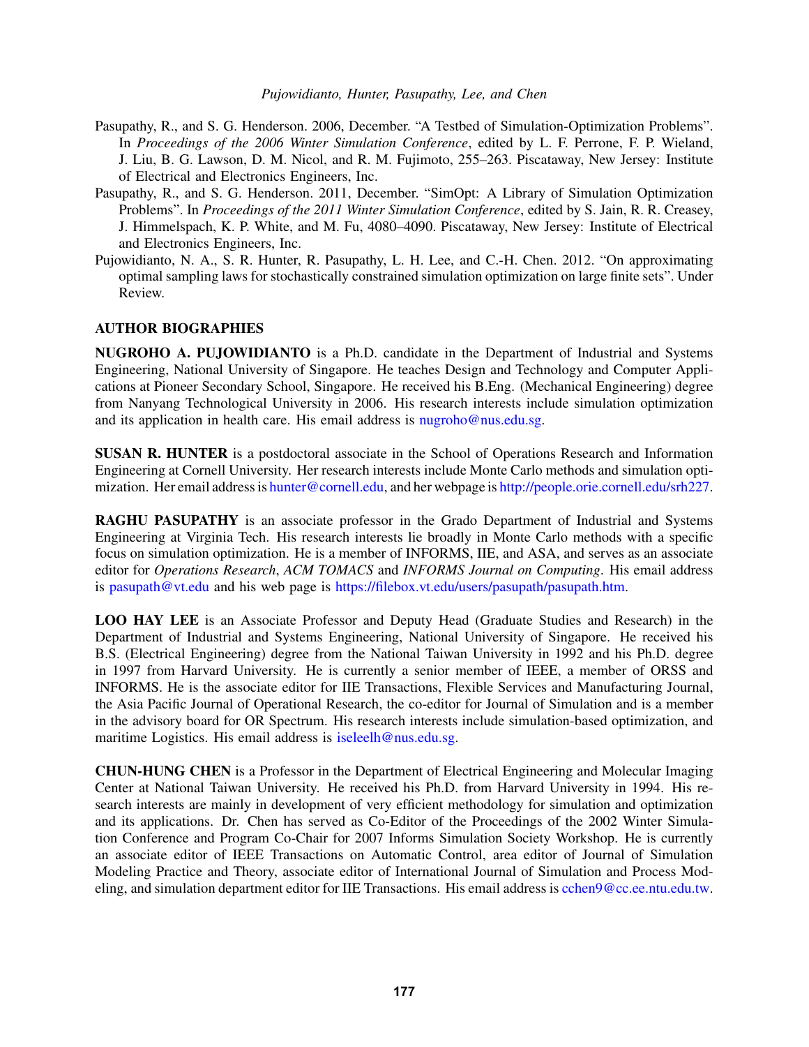Pasupathy, R., and S. G. Henderson. 2006, December. "A Testbed of Simulation-Optimization Problems". In *Proceedings of the 2006 Winter Simulation Conference*, edited by L. F. Perrone, F. P. Wieland, J. Liu, B. G. Lawson, D. M. Nicol, and R. M. Fujimoto, 255–263. Piscataway, New Jersey: Institute of Electrical and Electronics Engineers, Inc.

Pasupathy, R., and S. G. Henderson. 2011, December. "SimOpt: A Library of Simulation Optimization Problems". In *Proceedings of the 2011 Winter Simulation Conference*, edited by S. Jain, R. R. Creasey, J. Himmelspach, K. P. White, and M. Fu, 4080–4090. Piscataway, New Jersey: Institute of Electrical and Electronics Engineers, Inc.

Pujowidianto, N. A., S. R. Hunter, R. Pasupathy, L. H. Lee, and C.-H. Chen. 2012. "On approximating optimal sampling laws for stochastically constrained simulation optimization on large finite sets". Under Review.

## AUTHOR BIOGRAPHIES

**NUGROHO A. PUJOWIDIANTO** is a Ph.D. candidate in the Department of Industrial and Systems Engineering, National University of Singapore. He teaches Design and Technology and Computer Applications at Pioneer Secondary School, Singapore. He received his B.Eng. (Mechanical Engineering) degree from Nanyang Technological University in 2006. His research interests include simulation optimization and its application in health care. His email address is nugroho@nus.edu.sg.

**SUSAN R. HUNTER** is a postdoctoral associate in the School of Operations Research and Information Engineering at Cornell University. Her research interests include Monte Carlo methods and simulation optimization. Her email address is hunter@cornell.edu, and her webpage is http://people.orie.cornell.edu/srh227.

**RAGHU PASUPATHY** is an associate professor in the Grado Department of Industrial and Systems Engineering at Virginia Tech. His research interests lie broadly in Monte Carlo methods with a specific focus on simulation optimization. He is a member of INFORMS, IIE, and ASA, and serves as an associate editor for *Operations Research*, *ACM TOMACS* and *INFORMS Journal on Computing*. His email address is pasupath@vt.edu and his web page is https://filebox.vt.edu/users/pasupath/pasupath.htm.

**LOO HAY LEE** is an Associate Professor and Deputy Head (Graduate Studies and Research) in the Department of Industrial and Systems Engineering, National University of Singapore. He received his B.S. (Electrical Engineering) degree from the National Taiwan University in 1992 and his Ph.D. degree in 1997 from Harvard University. He is currently a senior member of IEEE, a member of ORSS and INFORMS. He is the associate editor for IIE Transactions, Flexible Services and Manufacturing Journal, the Asia Pacific Journal of Operational Research, the co-editor for Journal of Simulation and is a member in the advisory board for OR Spectrum. His research interests include simulation-based optimization, and maritime Logistics. His email address is iseleelh@nus.edu.sg.

**CHUN-HUNG CHEN** is a Professor in the Department of Electrical Engineering and Molecular Imaging Center at National Taiwan University. He received his Ph.D. from Harvard University in 1994. His research interests are mainly in development of very efficient methodology for simulation and optimization and its applications. Dr. Chen has served as Co-Editor of the Proceedings of the 2002 Winter Simulation Conference and Program Co-Chair for 2007 Informs Simulation Society Workshop. He is currently an associate editor of IEEE Transactions on Automatic Control, area editor of Journal of Simulation Modeling Practice and Theory, associate editor of International Journal of Simulation and Process Modeling, and simulation department editor for IIE Transactions. His email address is cchen9@cc.ee.ntu.edu.tw.